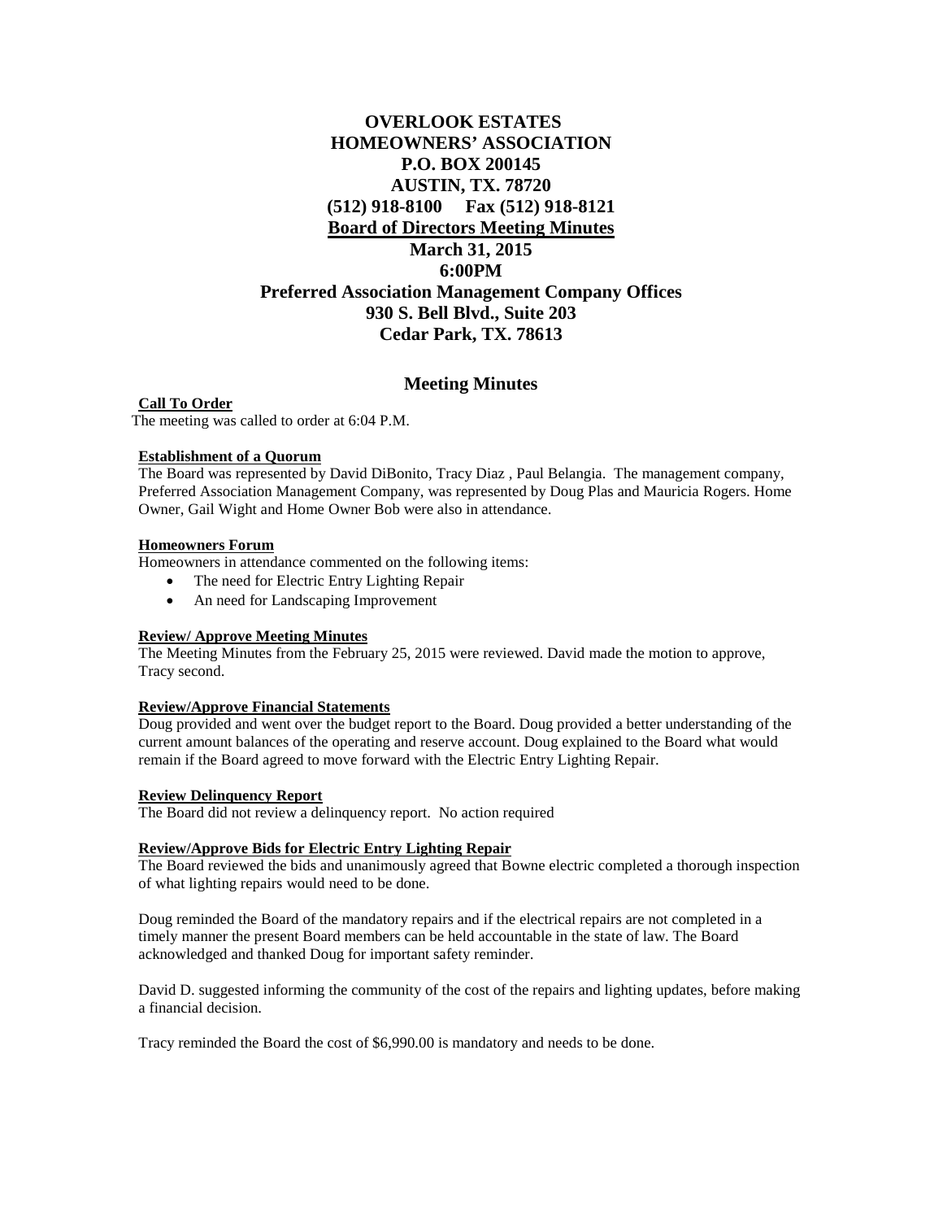# OVERLOOK ESTATES
# HOMEOWNERS' ASSOCIATION
## P.O. BOX 200145
## AUSTIN, TX. 78720
## (512) 918-8100 Fax (512) 918-8121
## Board of Directors Meeting Minutes
## March 31, 2015
## 6:00PM
## Preferred Association Management Company Offices
## 930 S. Bell Blvd., Suite 203
## Cedar Park, TX. 78613

## Meeting Minutes

**Call To Order**

The meeting was called to order at 6:04 P.M.

**Establishment of a Quorum**

The Board was represented by David DiBonito, Tracy Diaz , Paul Belangia. The management company, Preferred Association Management Company, was represented by Doug Plas and Mauricia Rogers. Home Owner, Gail Wight and Home Owner Bob were also in attendance.

**Homeowners Forum**

Homeowners in attendance commented on the following items:

- The need for Electric Entry Lighting Repair
- An need for Landscaping Improvement

**Review/ Approve Meeting Minutes**

The Meeting Minutes from the February 25, 2015 were reviewed. David made the motion to approve, Tracy second.

**Review/Approve Financial Statements**

Doug provided and went over the budget report to the Board. Doug provided a better understanding of the current amount balances of the operating and reserve account. Doug explained to the Board what would remain if the Board agreed to move forward with the Electric Entry Lighting Repair.

**Review Delinquency Report**

The Board did not review a delinquency report. No action required

**Review/Approve Bids for Electric Entry Lighting Repair**

The Board reviewed the bids and unanimously agreed that Bowne electric completed a thorough inspection of what lighting repairs would need to be done.

Doug reminded the Board of the mandatory repairs and if the electrical repairs are not completed in a timely manner the present Board members can be held accountable in the state of law. The Board acknowledged and thanked Doug for important safety reminder.

David D. suggested informing the community of the cost of the repairs and lighting updates, before making a financial decision.

Tracy reminded the Board the cost of $6,990.00 is mandatory and needs to be done.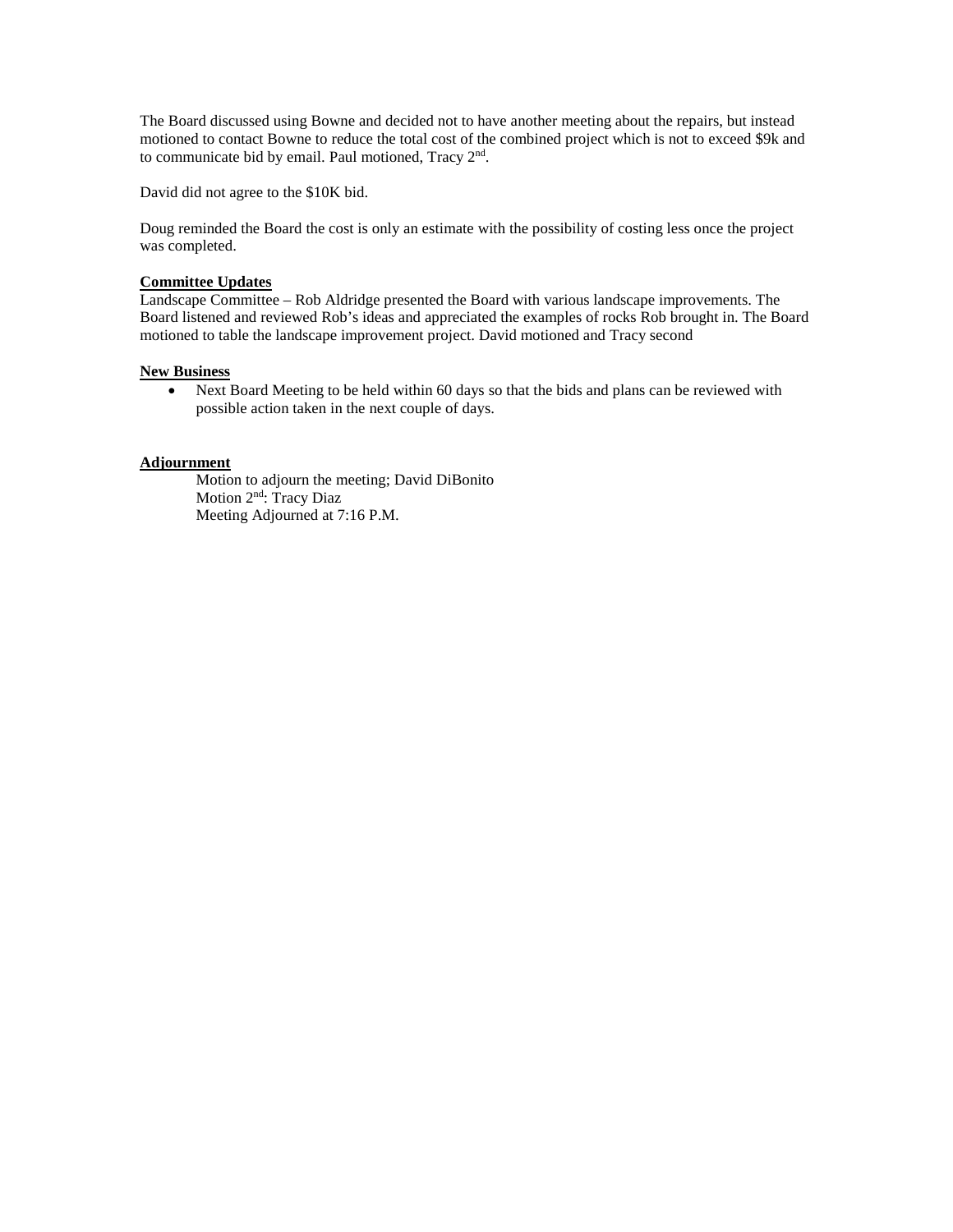The Board discussed using Bowne and decided not to have another meeting about the repairs, but instead motioned to contact Bowne to reduce the total cost of the combined project which is not to exceed $9k and to communicate bid by email. Paul motioned, Tracy 2nd.

David did not agree to the $10K bid.

Doug reminded the Board the cost is only an estimate with the possibility of costing less once the project was completed.

**Committee Updates**

Landscape Committee – Rob Aldridge presented the Board with various landscape improvements. The Board listened and reviewed Rob's ideas and appreciated the examples of rocks Rob brought in. The Board motioned to table the landscape improvement project. David motioned and Tracy second

**New Business**

- Next Board Meeting to be held within 60 days so that the bids and plans can be reviewed with possible action taken in the next couple of days.

**Adjournment**

Motion to adjourn the meeting; David DiBonito
Motion 2nd: Tracy Diaz
Meeting Adjourned at 7:16 P.M.